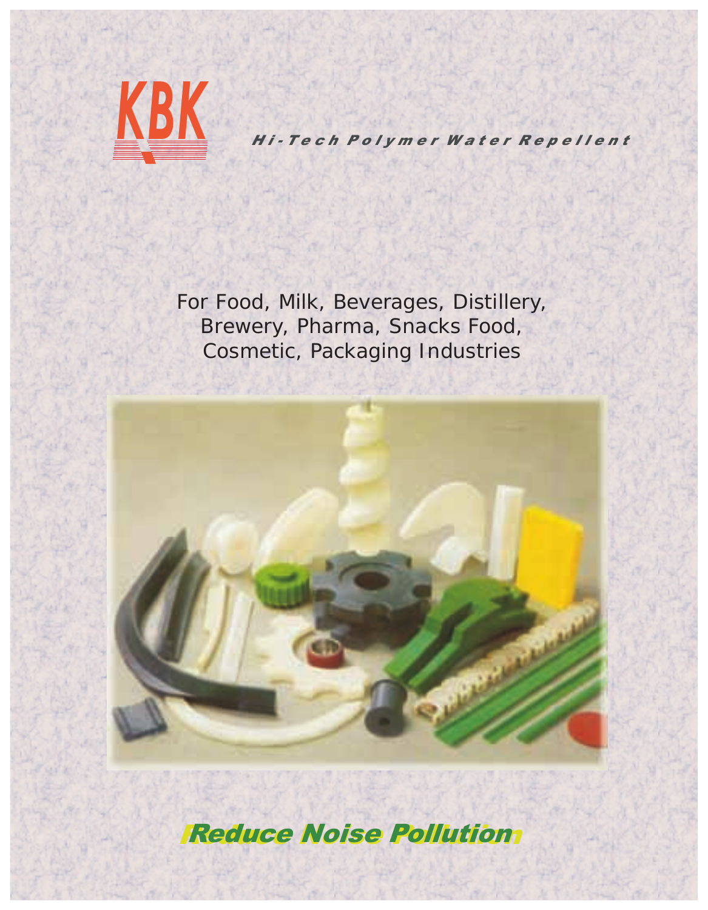# KBK

**Hi-Tech Polymer Water Repellent**

For Food, Milk, Beverages, Distillery, Brewery, Pharma, Snacks Food, Cosmetic, Packaging Industries

## *Reduce Noise Pollution*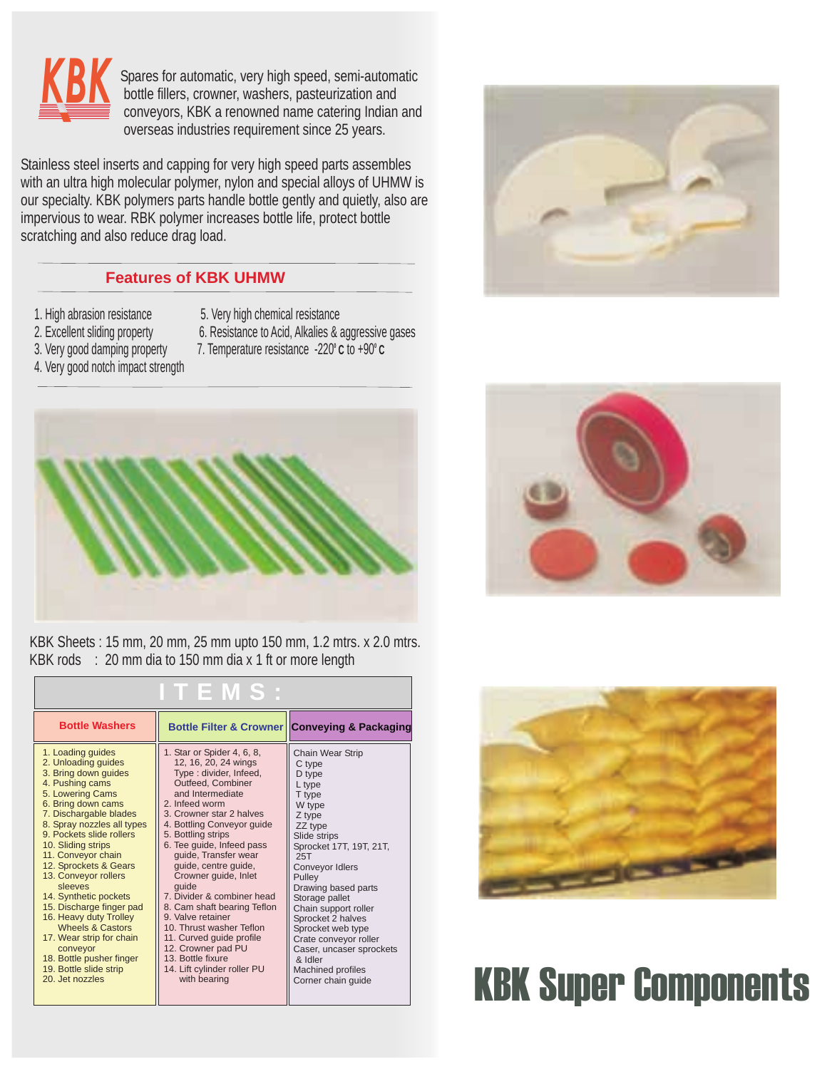KBK

Spares for automatic, very high speed, semi-automatic bottle fillers, crowner, washers, pasteurization and conveyors, KBK a renowned name catering Indian and overseas industries requirement since 25 years.

Stainless steel inserts and capping for very high speed parts assembles with an ultra high molecular polymer, nylon and special alloys of UHMW is our specialty. KBK polymers parts handle bottle gently and quietly, also are impervious to wear. RBK polymer increases bottle life, protect bottle scratching and also reduce drag load.

## Features of KBK UHMW

1. High abrasion resistance
2. Excellent sliding property
3. Very good damping property
4. Very good notch impact strength
5. Very high chemical resistance
6. Resistance to Acid, Alkalies & aggressive gases
7. Temperature resistance -220° C to +90° C

KBK Sheets : 15 mm, 20 mm, 25 mm upto 150 mm, 1.2 mtrs. x 2.0 mtrs.
KBK rods : 20 mm dia to 150 mm dia x 1 ft or more length

## ITEMS:

| Bottle Washers | Bottle Filter & Crowner | Conveying & Packaging |
|---|---|---|
| 1. Loading guides<br>2. Unloading guides<br>3. Bring down guides<br>4. Pushing cams<br>5. Lowering Cams<br>6. Bring down cams<br>7. Dischargable blades<br>8. Spray nozzles all types<br>9. Pockets slide rollers<br>10. Sliding strips<br>11. Conveyor chain<br>12. Sprockets & Gears<br>13. Conveyor rollers sleeves<br>14. Synthetic pockets<br>15. Discharge finger pad<br>16. Heavy duty Trolley Wheels & Castors<br>17. Wear strip for chain conveyor<br>18. Bottle pusher finger<br>19. Bottle slide strip<br>20. Jet nozzles | 1. Star or Spider 4, 6, 8, 12, 16, 20, 24 wings Type : divider, Infeed, Outfeed, Combiner and Intermediate<br>2. Infeed worm<br>3. Crowner star 2 halves<br>4. Bottling Conveyor guide<br>5. Bottling strips<br>6. Tee guide, Infeed pass guide, Transfer wear guide, centre guide, Crowner guide, Inlet guide<br>7. Divider & combiner head<br>8. Cam shaft bearing Teflon<br>9. Valve retainer<br>10. Thrust washer Teflon<br>11. Curved guide profile<br>12. Crowner pad PU<br>13. Bottle fixure<br>14. Lift cylinder roller PU with bearing | Chain Wear Strip<br>C type<br>D type<br>L type<br>T type<br>W type<br>Z type<br>ZZ type<br>Slide strips<br>Sprocket 17T, 19T, 21T, 25T<br>Conveyor Idlers<br>Pulley<br>Drawing based parts<br>Storage pallet<br>Chain support roller<br>Sprocket 2 halves<br>Sprocket web type<br>Crate conveyor roller<br>Caser, uncaser sprockets & Idler<br>Machined profiles<br>Corner chain guide |

# KBK Super Components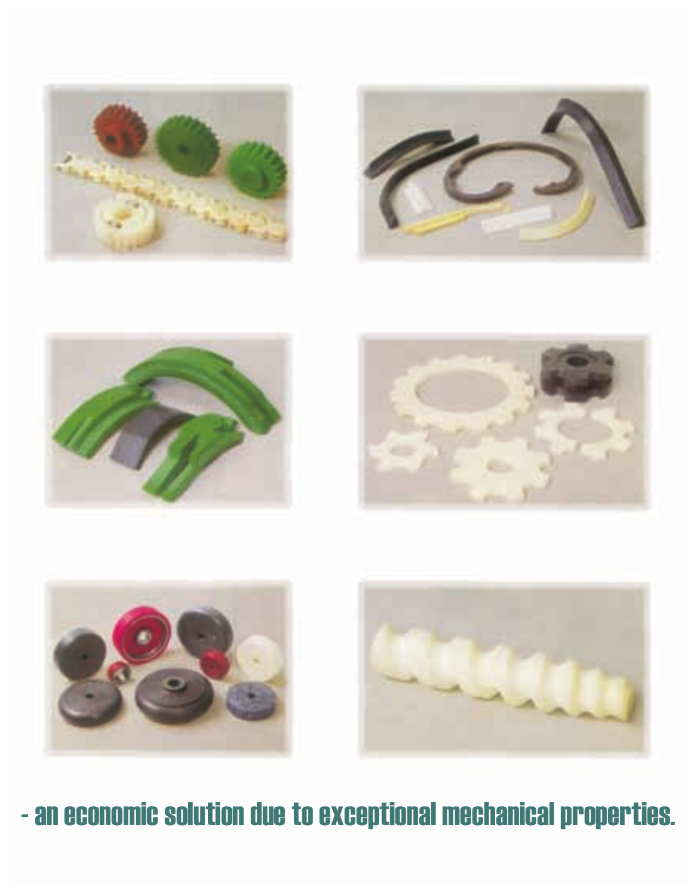- an economic solution due to exceptional mechanical properties.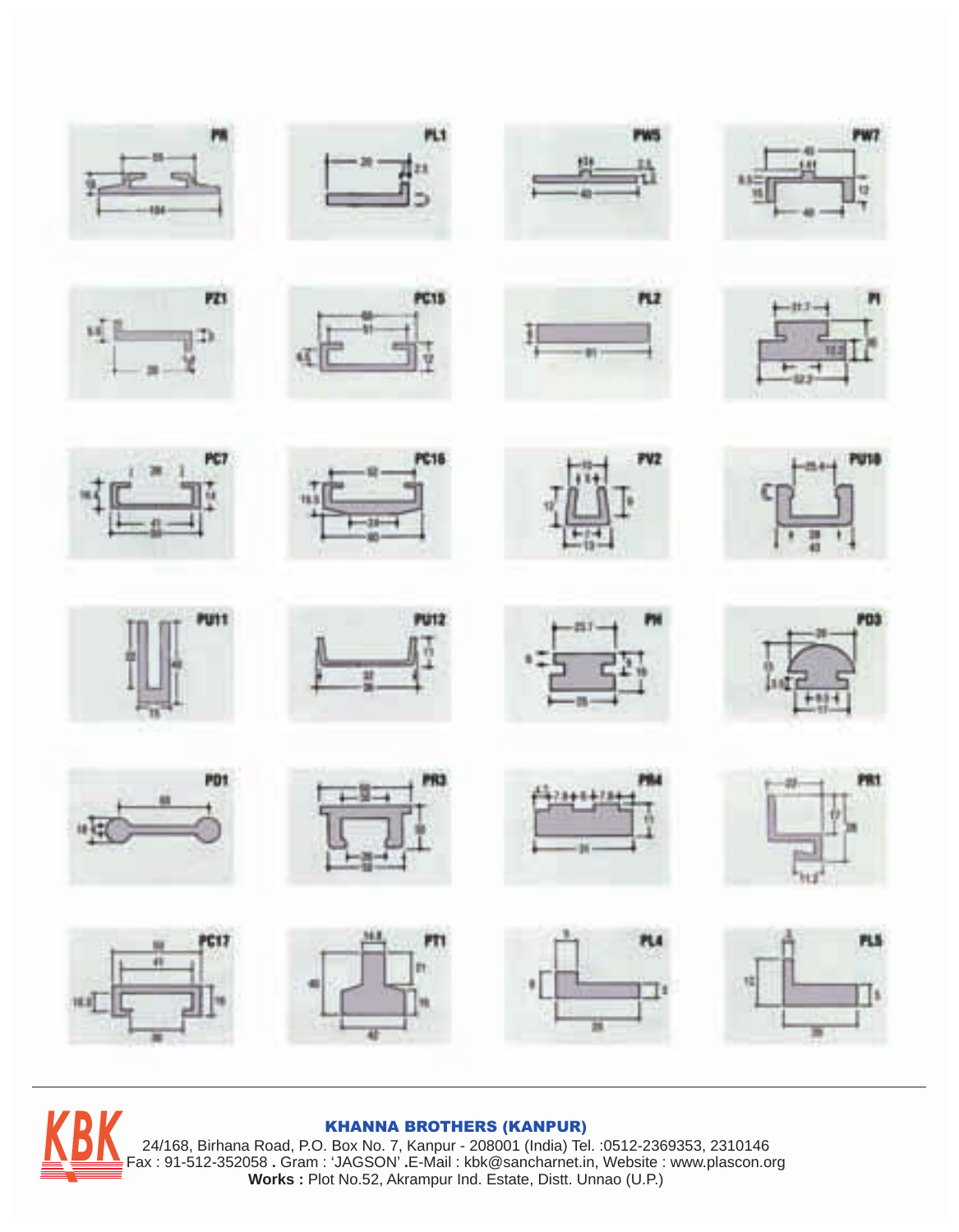PR

PL1

PW5

PW7

PZ1

PC15

PL2

PI

PC7

PC16

PV2

PU10

PU11

PU12

PH

PD3

PD1

PR3

PR4

PR1

PC17

PT1

PL4

PL5

**KHANNA BROTHERS (KANPUR)**

24/168, Birhana Road, P.O. Box No. 7, Kanpur - 208001 (India) Tel. :0512-2369353, 2310146
Fax : 91-512-352058 . Gram : 'JAGSON' .E-Mail : kbk@sancharnet.in, Website : www.plascon.org
**Works :** Plot No.52, Akrampur Ind. Estate, Distt. Unnao (U.P.)